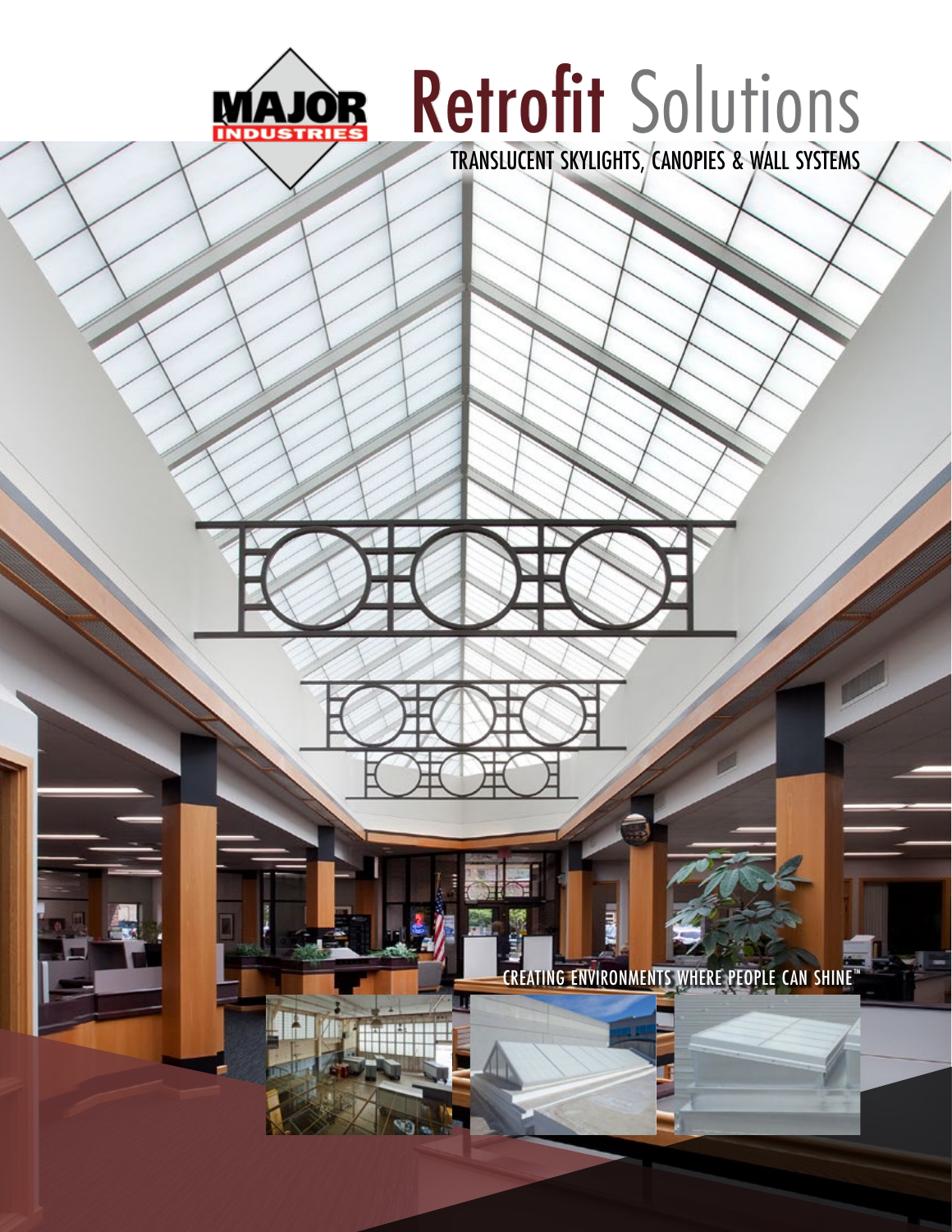MAJOR INDUSTRIES

# Retrofit Solutions

## TRANSLUCENT SKYLIGHTS, CANOPIES & WALL SYSTEMS

CREATING ENVIRONMENTS WHERE PEOPLE CAN SHINE™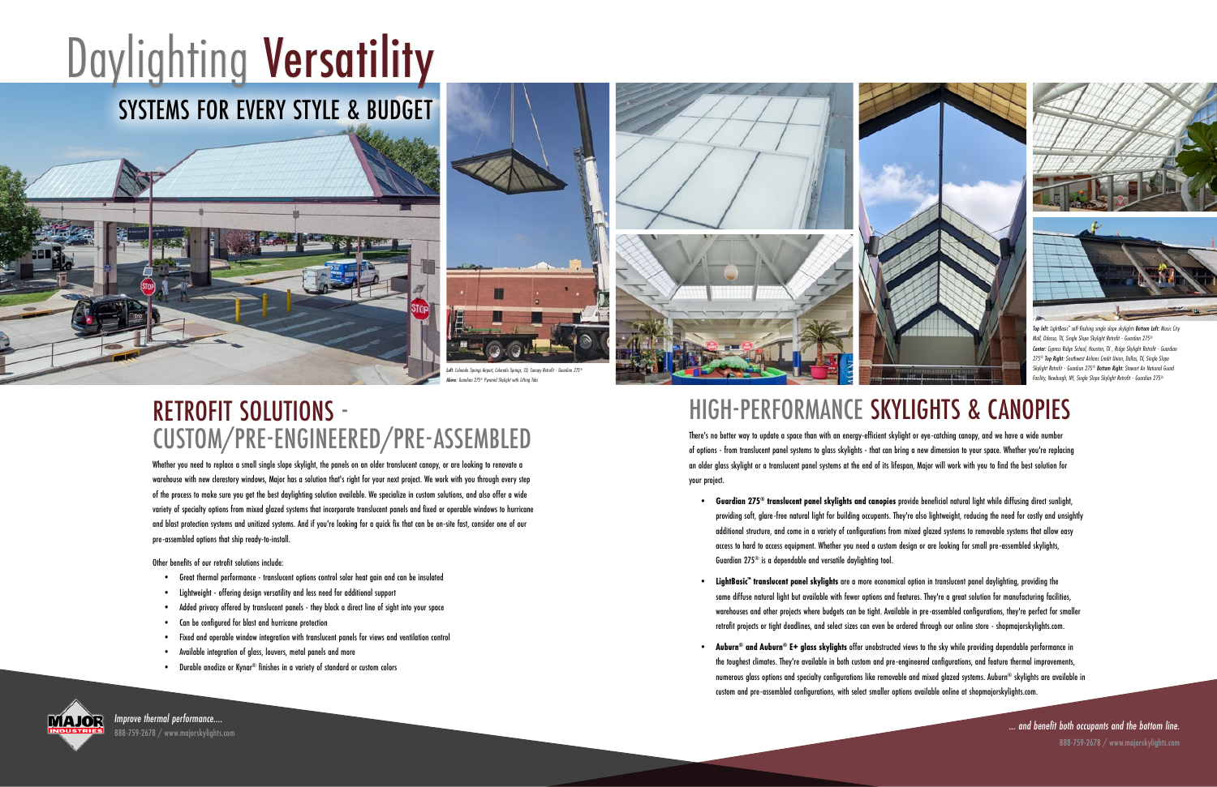# Daylighting Versatility

## SYSTEMS FOR EVERY STYLE & BUDGET

*Left: Colorado Springs Airport, Colorado Springs, CO, Canopy Retrofit - Guardian 275®*
*Above: Guardian 275® Pyramid Skylight with Lifting Tabs*

*Top Left: LightBasic® self-flashing single slope skylights* ***Bottom Left:*** *Music City Mall, Odessa, TX, Single Slope Skylight Retrofit - Guardian 275®* ***Center:*** *Cypress Ridge School, Houston, TX , Ridge Skylight Retrofit - Guardian 275®* ***Top Right:*** *Southwest Airlines Credit Union, Dallas, TX, Single Slope Skylight Retrofit - Guardian 275®* ***Bottom Right:*** *Stewart Air National Guard Facility, Newburgh, NY, Single Slope Skylight Retrofit - Guardian 275®*

## RETROFIT SOLUTIONS - CUSTOM/PRE-ENGINEERED/PRE-ASSEMBLED

Whether you need to replace a small single slope skylight, the panels on an older translucent canopy, or are looking to renovate a warehouse with new clerestory windows, Major has a solution that's right for your next project. We work with you through every step of the process to make sure you get the best daylighting solution available. We specialize in custom solutions, and also offer a wide variety of specialty options from mixed glazed systems that incorporate translucent panels and fixed or operable windows to hurricane and blast protection systems and unitized systems. And if you're looking for a quick fix that can be on-site fast, consider one of our pre-assembled options that ship ready-to-install.

Other benefits of our retrofit solutions include:

- Great thermal performance - translucent options control solar heat gain and can be insulated
- Lightweight - offering design versatility and less need for additional support
- Added privacy offered by translucent panels - they block a direct line of sight into your space
- Can be configured for blast and hurricane protection
- Fixed and operable window integration with translucent panels for views and ventilation control
- Available integration of glass, louvers, metal panels and more
- Durable anodize or Kynar® finishes in a variety of standard or custom colors

## HIGH-PERFORMANCE SKYLIGHTS & CANOPIES

There's no better way to update a space than with an energy-efficient skylight or eye-catching canopy, and we have a wide number of options - from translucent panel systems to glass skylights - that can bring a new dimension to your space. Whether you're replacing an older glass skylight or a translucent panel systems at the end of its lifespan, Major will work with you to find the best solution for your project.

- **Guardian 275® translucent panel skylights and canopies** provide beneficial natural light while diffusing direct sunlight, providing soft, glare-free natural light for building occupants. They're also lightweight, reducing the need for costly and unsightly additional structure, and come in a variety of configurations from mixed glazed systems to removable systems that allow easy access to hard to access equipment. Whether you need a custom design or are looking for small pre-assembled skylights, Guardian 275® is a dependable and versatile daylighting tool.
- **LightBasic® translucent panel skylights** are a more economical option in translucent panel daylighting, providing the same diffuse natural light but available with fewer options and features. They're a great solution for manufacturing facilities, warehouses and other projects where budgets can be tight. Available in pre-assembled configurations, they're perfect for smaller retrofit projects or tight deadlines, and select sizes can even be ordered through our online store - shopmajorskylights.com.
- **Auburn® and Auburn® E+ glass skylights** offer unobstructed views to the sky while providing dependable performance in the toughest climates. They're available in both custom and pre-engineered configurations, and feature thermal improvements, numerous glass options and specialty configurations like removable and mixed glazed systems. Auburn® skylights are available in custom and pre-assembled configurations, with select smaller options available online at shopmajorskylights.com.

*Improve thermal performance....*
888-759-2678 / www.majorskylights.com

*... and benefit both occupants and the bottom line.*
888-759-2678 / www.majorskylights.com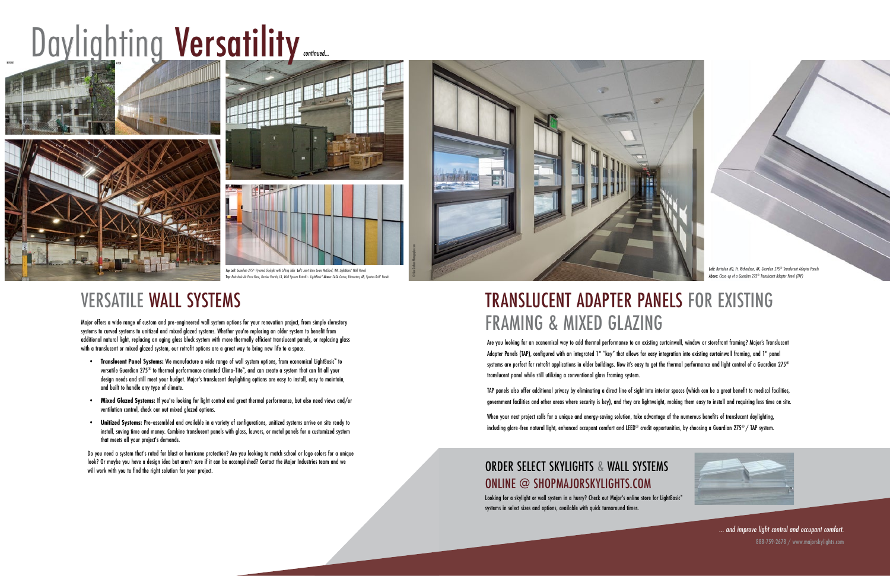# Daylighting Versatility *continued...*

*Top Left: Guardian 275® Pyramid Skylight with Lifting Tabs Left: Joint Base Lewis McChord, WA, LightBasic™ Wall Panels*
*Top: Barksdale Air Force Base, Bossier Parish, LA, Wall System Retrofit - LightBasic™ Above: CASA Centre, Edmonton, AB, Spectra-Grid® Panels*

*Left: Battalion HQ, Ft. Richardson, AK, Guardian 275® Translucent Adapter Panels*
*Above: Close-up of a Guardian 275® Translucent Adapter Panel (TAP)*

## VERSATILE WALL SYSTEMS

Major offers a wide range of custom and pre-engineered wall system options for your renovation project, from simple clerestory systems to curved systems to unitized and mixed glazed systems. Whether you're replacing an older system to benefit from additional natural light, replacing an aging glass block system with more thermally efficient translucent panels, or replacing glass with a translucent or mixed glazed system, our retrofit options are a great way to bring new life to a space.

- **Translucent Panel Systems:** We manufacture a wide range of wall system options, from economical LightBasic™ to versatile Guardian 275® to thermal performance oriented Clima-Tite™, and can create a system that can fit all your design needs and still meet your budget. Major's translucent daylighting options are easy to install, easy to maintain, and built to handle any type of climate.
- **Mixed Glazed Systems:** If you're looking for light control and great thermal performance, but also need views and/or ventilation control, check our out mixed glazed options.
- **Unitized Systems:** Pre-assembled and available in a variety of configurations, unitized systems arrive on site ready to install, saving time and money. Combine translucent panels with glass, louvers, or metal panels for a customized system that meets all your project's demands.

Do you need a system that's rated for blast or hurricane protection? Are you looking to match school or logo colors for a unique look? Or maybe you have a design idea but aren't sure if it can be accomplished? Contact the Major Industries team and we will work with you to find the right solution for your project.

## TRANSLUCENT ADAPTER PANELS FOR EXISTING FRAMING & MIXED GLAZING

Are you looking for an economical way to add thermal performance to an existing curtainwall, window or storefront framing? Major's Translucent Adapter Panels (TAP), configured with an integrated 1" "key" that allows for easy integration into existing curtainwall framing, and 1" panel systems are perfect for retrofit applications in older buildings. Now it's easy to get the thermal performance and light control of a Guardian 275® translucent panel while still utilizing a conventional glass framing system.

TAP panels also offer additional privacy by eliminating a direct line of sight into interior spaces (which can be a great benefit to medical facilities, government facilities and other areas where security is key), and they are lightweight, making them easy to install and requiring less time on site.

When your next project calls for a unique and energy-saving solution, take advantage of the numerous benefits of translucent daylighting, including glare-free natural light, enhanced occupant comfort and LEED® credit opportunities, by choosing a Guardian 275® / TAP system.

### ORDER SELECT SKYLIGHTS & WALL SYSTEMS ONLINE @ SHOPMAJORSKYLIGHTS.COM

Looking for a skylight or wall system in a hurry? Check out Major's online store for LightBasic™ systems in select sizes and options, available with quick turnaround times.

*... and improve light control and occupant comfort.*

888-759-2678 / www.majorskylights.com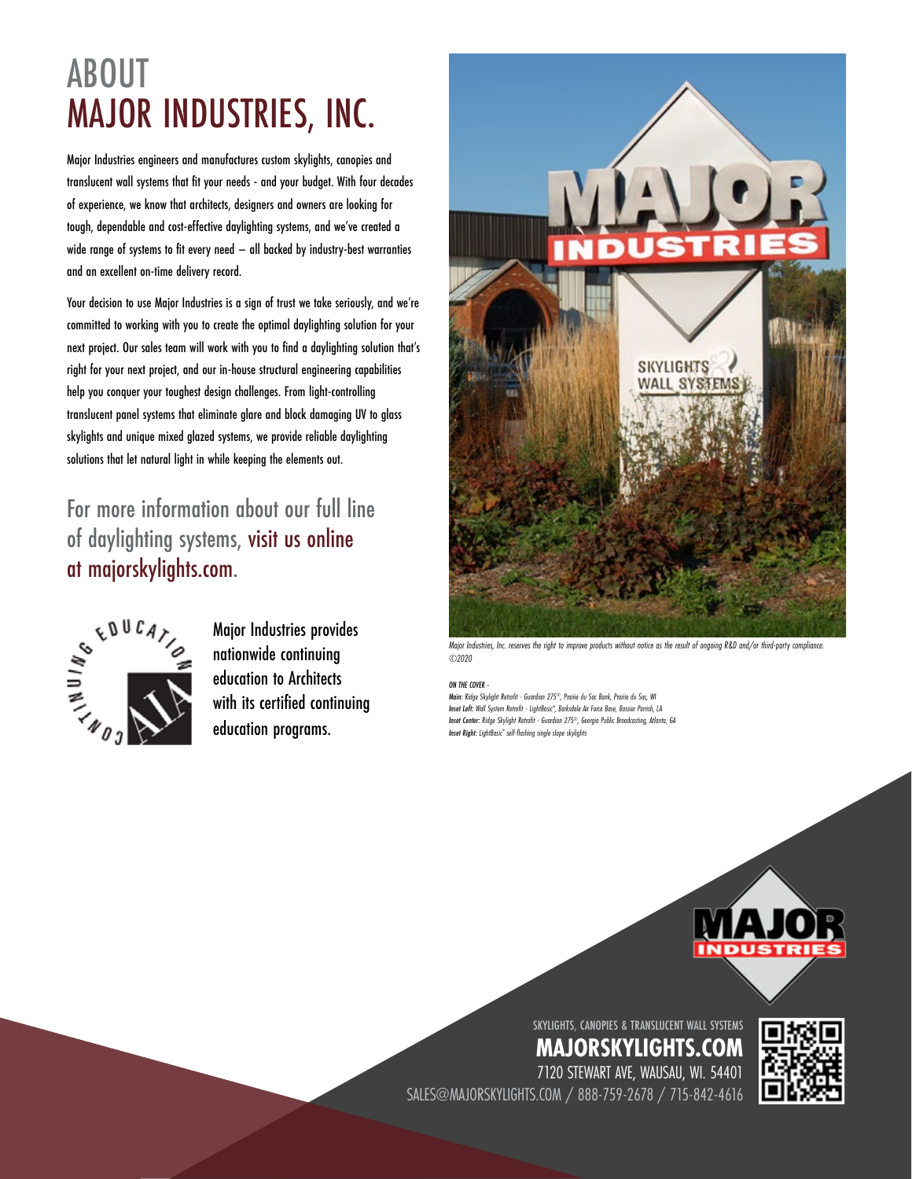# ABOUT MAJOR INDUSTRIES, INC.

Major Industries engineers and manufactures custom skylights, canopies and translucent wall systems that fit your needs - and your budget. With four decades of experience, we know that architects, designers and owners are looking for tough, dependable and cost-effective daylighting systems, and we've created a wide range of systems to fit every need – all backed by industry-best warranties and an excellent on-time delivery record.

Your decision to use Major Industries is a sign of trust we take seriously, and we're committed to working with you to create the optimal daylighting solution for your next project. Our sales team will work with you to find a daylighting solution that's right for your next project, and our in-house structural engineering capabilities help you conquer your toughest design challenges. From light-controlling translucent panel systems that eliminate glare and block damaging UV to glass skylights and unique mixed glazed systems, we provide reliable daylighting solutions that let natural light in while keeping the elements out.

## For more information about our full line of daylighting systems, visit us online at majorskylights.com.

Major Industries provides nationwide continuing education to Architects with its certified continuing education programs.

*Major Industries, Inc. reserves the right to improve products without notice as the result of ongoing R&D and/or third-party compliance. ©2020*

*ON THE COVER -*
***Main:** Ridge Skylight Retrofit - Guardian 275®, Prairie du Sac Bank, Prairie du Sac, WI*
***Inset Left:** Wall System Retrofit - LightBasic®, Barksdale Air Force Base, Bossier Parrish, LA*
***Inset Center:** Ridge Skylight Retrofit - Guardian 275®, Georgia Public Broadcasting, Atlanta, GA*
***Inset Right:** LightBasic® self-flashing single slope skylights*

SKYLIGHTS, CANOPIES & TRANSLUCENT WALL SYSTEMS
**MAJORSKYLIGHTS.COM**
7120 STEWART AVE, WAUSAU, WI. 54401
SALES@MAJORSKYLIGHTS.COM / 888-759-2678 / 715-842-4616